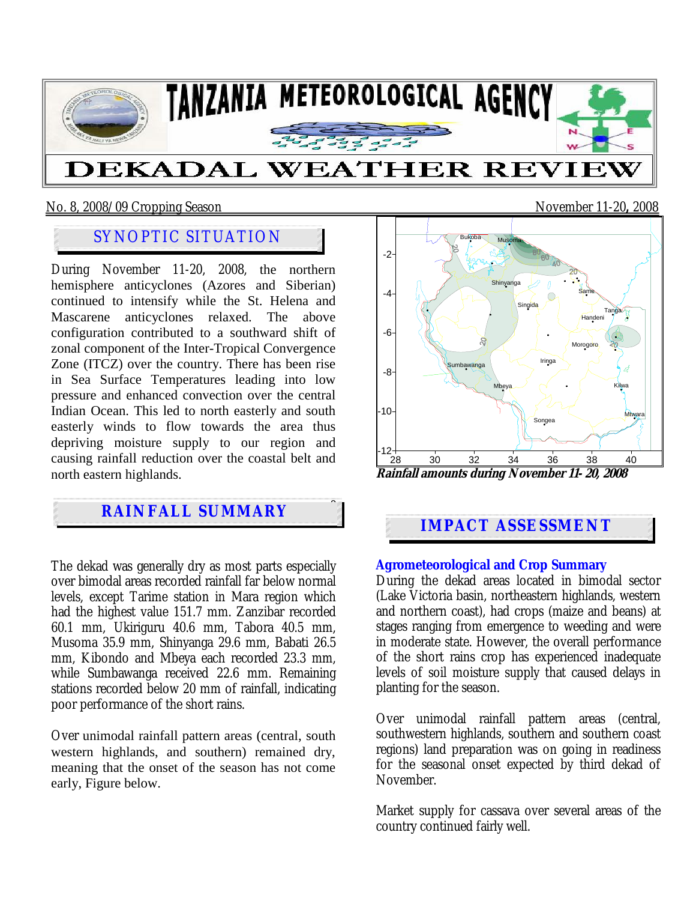# TANZANIA METEOROLOGICAL AGENCY

# DEKADAL WEATHER REVIEW

No. 8, 2008/09 Cropping Season

November 11-20, 2008

## SYNOPTIC SITUATION

During November 11-20, 2008, the northern hemisphere anticyclones (Azores and Siberian) continued to intensify while the St. Helena and Mascarene anticyclones relaxed. The above configuration contributed to a southward shift of zonal component of the Inter-Tropical Convergence Zone (ITCZ) over the country. There has been rise in Sea Surface Temperatures leading into low pressure and enhanced convection over the central Indian Ocean. This led to north easterly and south easterly winds to flow towards the area thus depriving moisture supply to our region and causing rainfall reduction over the coastal belt and north eastern highlands.

## RAINFALL SUMMARY

The dekad was generally dry as most parts especially over bimodal areas recorded rainfall far below normal levels, except Tarime station in Mara region which had the highest value 151.7 mm. Zanzibar recorded 60.1 mm, Ukiriguru 40.6 mm, Tabora 40.5 mm, Musoma 35.9 mm, Shinyanga 29.6 mm, Babati 26.5 mm, Kibondo and Mbeya each recorded 23.3 mm, while Sumbawanga received 22.6 mm. Remaining stations recorded below 20 mm of rainfall, indicating poor performance of the short rains.

Over unimodal rainfall pattern areas (central, south western highlands, and southern) remained dry, meaning that the onset of the season has not come early, Figure below.

***Rainfall amounts during November 11- 20, 2008***

## IMPACT ASSESSMENT

### Agrometeorological and Crop Summary

During the dekad areas located in bimodal sector (Lake Victoria basin, northeastern highlands, western and northern coast), had crops (maize and beans) at stages ranging from emergence to weeding and were in moderate state. However, the overall performance of the short rains crop has experienced inadequate levels of soil moisture supply that caused delays in planting for the season.

Over unimodal rainfall pattern areas (central, southwestern highlands, southern and southern coast regions) land preparation was on going in readiness for the seasonal onset expected by third dekad of November.

Market supply for cassava over several areas of the country continued fairly well.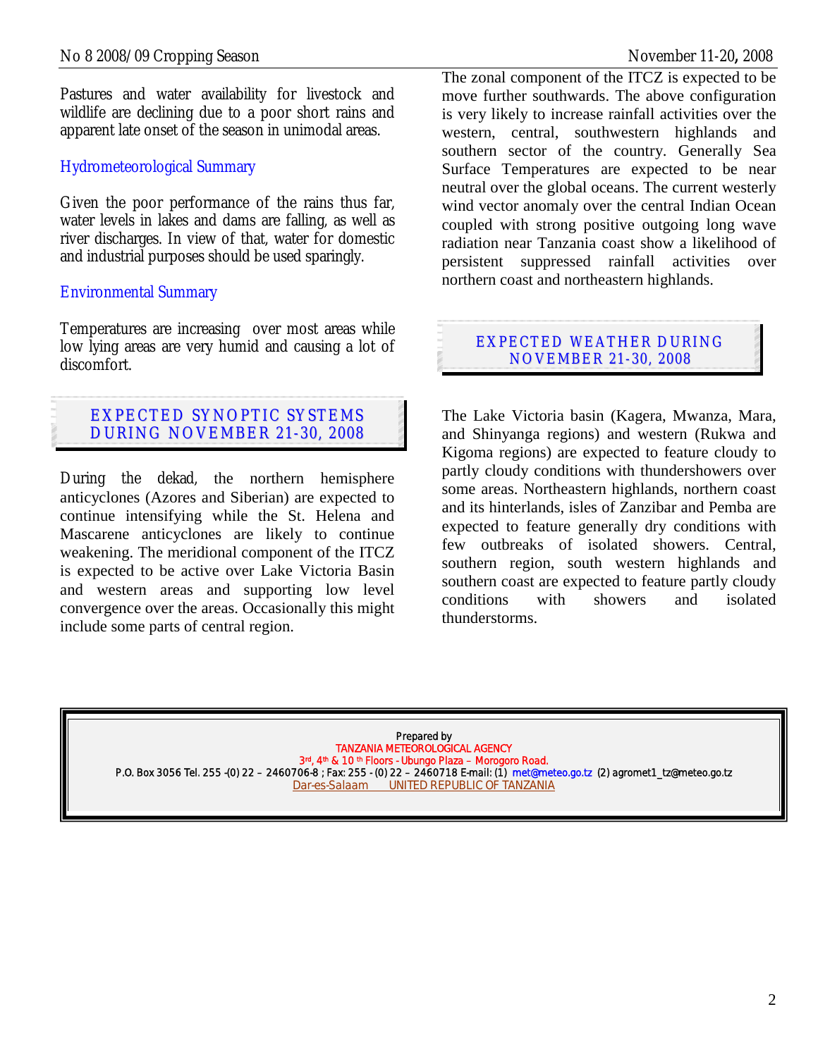Pastures and water availability for livestock and wildlife are declining due to a poor short rains and apparent late onset of the season in unimodal areas.

### Hydrometeorological Summary

Given the poor performance of the rains thus far, water levels in lakes and dams are falling, as well as river discharges. In view of that, water for domestic and industrial purposes should be used sparingly.

### Environmental Summary

Temperatures are increasing over most areas while low lying areas are very humid and causing a lot of discomfort.

## EXPECTED SYNOPTIC SYSTEMS DURING NOVEMBER 21-30, 2008

During the dekad, the northern hemisphere anticyclones (Azores and Siberian) are expected to continue intensifying while the St. Helena and Mascarene anticyclones are likely to continue weakening. The meridional component of the ITCZ is expected to be active over Lake Victoria Basin and western areas and supporting low level convergence over the areas. Occasionally this might include some parts of central region. The zonal component of the ITCZ is expected to be move further southwards. The above configuration is very likely to increase rainfall activities over the western, central, southwestern highlands and southern sector of the country. Generally Sea Surface Temperatures are expected to be near neutral over the global oceans. The current westerly wind vector anomaly over the central Indian Ocean coupled with strong positive outgoing long wave radiation near Tanzania coast show a likelihood of persistent suppressed rainfall activities over northern coast and northeastern highlands.

## EXPECTED WEATHER DURING NOVEMBER 21-30, 2008

The Lake Victoria basin (Kagera, Mwanza, Mara, and Shinyanga regions) and western (Rukwa and Kigoma regions) are expected to feature cloudy to partly cloudy conditions with thundershowers over some areas. Northeastern highlands, northern coast and its hinterlands, isles of Zanzibar and Pemba are expected to feature generally dry conditions with few outbreaks of isolated showers. Central, southern region, south western highlands and southern coast are expected to feature partly cloudy conditions with showers and isolated thunderstorms.

Prepared by
TANZANIA METEOROLOGICAL AGENCY
3rd, 4th & 10th Floors - Ubungo Plaza – Morogoro Road.
P.O. Box 3056 Tel. 255 -(0) 22 – 2460706-8 ; Fax: 255 - (0) 22 – 2460718 E-mail: (1) met@meteo.go.tz (2) agromet1_tz@meteo.go.tz
Dar-es-Salaam UNITED REPUBLIC OF TANZANIA